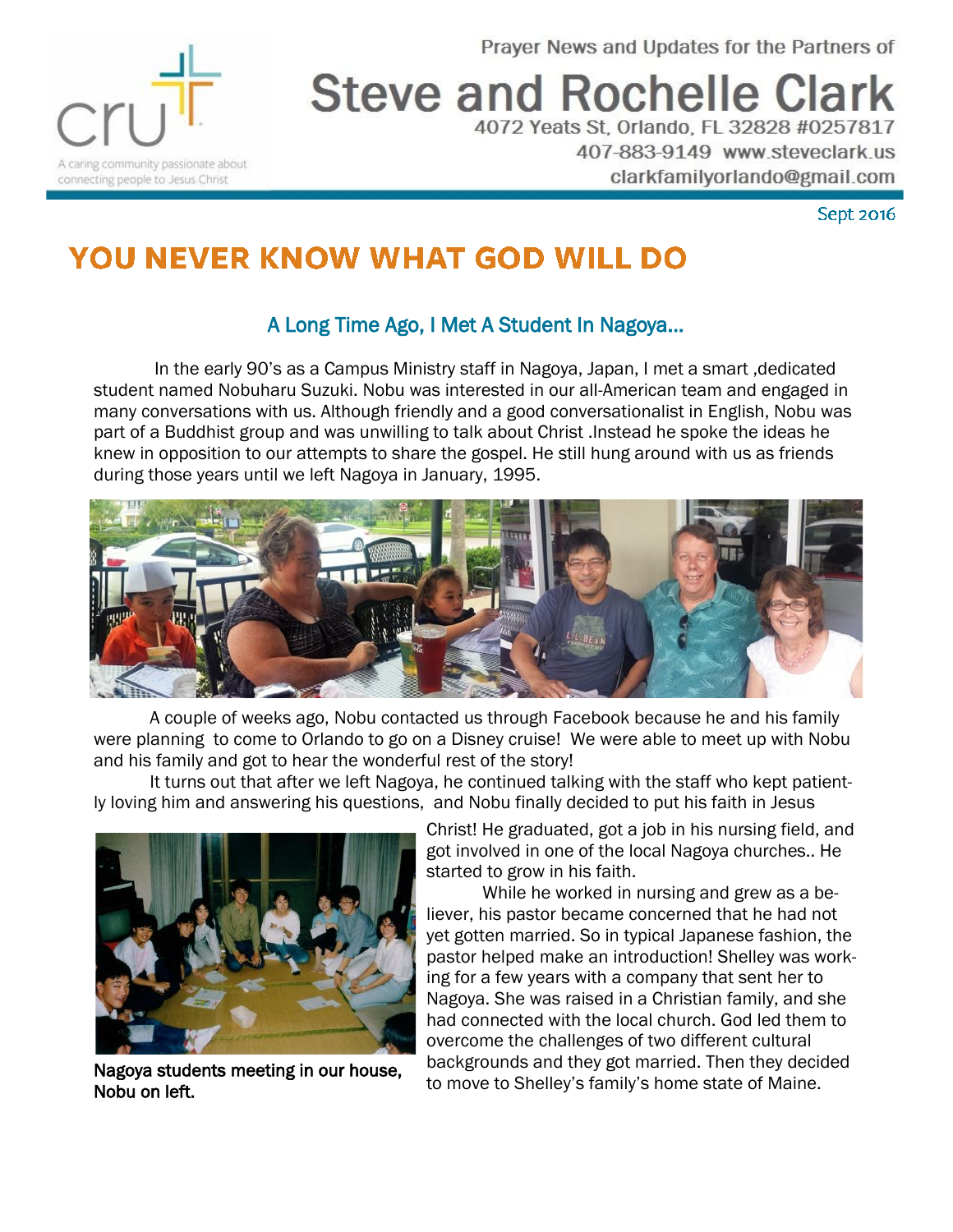cru

A caring community passionate about connecting people to Jesus Christ

Prayer News and Updates for the Partners of

# Steve and Rochelle Clark

4072 Yeats St, Orlando, FL 32828 #0257817

407-883-9149 www.steveclark.us

clarkfamilyorlando@gmail.com

Sept 2016

# YOU NEVER KNOW WHAT GOD WILL DO

## A Long Time Ago, I Met A Student In Nagoya...

In the early 90's as a Campus Ministry staff in Nagoya, Japan, I met a smart ,dedicated student named Nobuharu Suzuki. Nobu was interested in our all-American team and engaged in many conversations with us. Although friendly and a good conversationalist in English, Nobu was part of a Buddhist group and was unwilling to talk about Christ .Instead he spoke the ideas he knew in opposition to our attempts to share the gospel. He still hung around with us as friends during those years until we left Nagoya in January, 1995.

A couple of weeks ago, Nobu contacted us through Facebook because he and his family were planning to come to Orlando to go on a Disney cruise! We were able to meet up with Nobu and his family and got to hear the wonderful rest of the story!

It turns out that after we left Nagoya, he continued talking with the staff who kept patiently loving him and answering his questions, and Nobu finally decided to put his faith in Jesus Christ! He graduated, got a job in his nursing field, and got involved in one of the local Nagoya churches.. He started to grow in his faith.

While he worked in nursing and grew as a believer, his pastor became concerned that he had not yet gotten married. So in typical Japanese fashion, the pastor helped make an introduction! Shelley was working for a few years with a company that sent her to Nagoya. She was raised in a Christian family, and she had connected with the local church. God led them to overcome the challenges of two different cultural backgrounds and they got married. Then they decided to move to Shelley's family's home state of Maine.

**Nagoya students meeting in our house, Nobu on left.**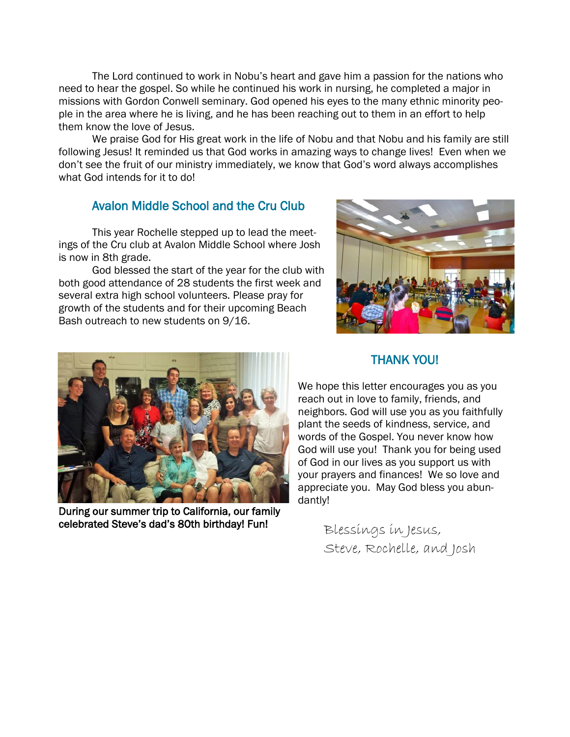The Lord continued to work in Nobu's heart and gave him a passion for the nations who need to hear the gospel. So while he continued his work in nursing, he completed a major in missions with Gordon Conwell seminary. God opened his eyes to the many ethnic minority people in the area where he is living, and he has been reaching out to them in an effort to help them know the love of Jesus.

We praise God for His great work in the life of Nobu and that Nobu and his family are still following Jesus! It reminded us that God works in amazing ways to change lives! Even when we don't see the fruit of our ministry immediately, we know that God's word always accomplishes what God intends for it to do!

## Avalon Middle School and the Cru Club

This year Rochelle stepped up to lead the meetings of the Cru club at Avalon Middle School where Josh is now in 8th grade.

God blessed the start of the year for the club with both good attendance of 28 students the first week and several extra high school volunteers. Please pray for growth of the students and for their upcoming Beach Bash outreach to new students on 9/16.

**During our summer trip to California, our family celebrated Steve's dad's 80th birthday! Fun!**

## THANK YOU!

We hope this letter encourages you as you reach out in love to family, friends, and neighbors. God will use you as you faithfully plant the seeds of kindness, service, and words of the Gospel. You never know how God will use you! Thank you for being used of God in our lives as you support us with your prayers and finances! We so love and appreciate you. May God bless you abundantly!

*Blessings in Jesus,*
*Steve, Rochelle, and Josh*